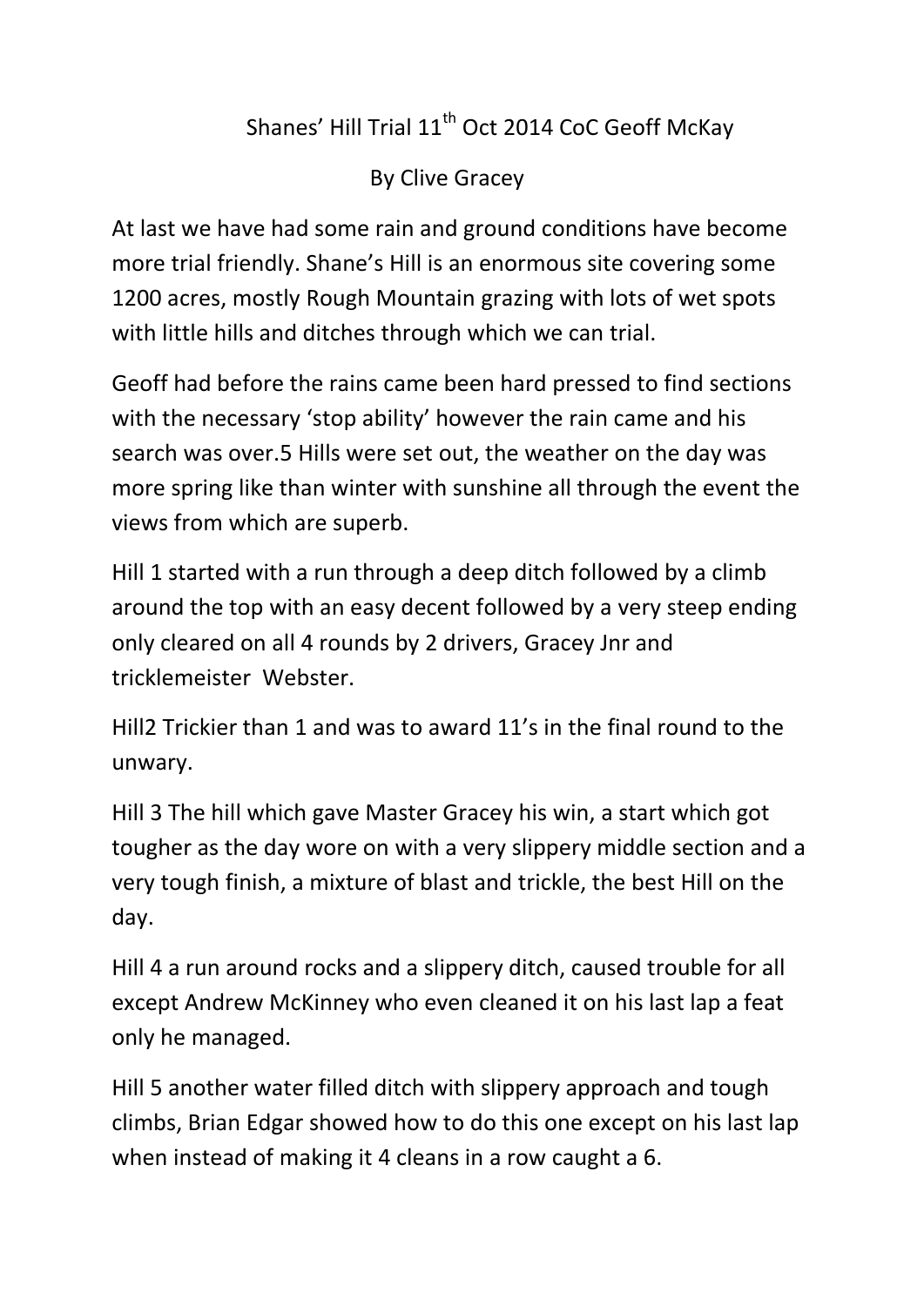# Shanes' Hill Trial 11th Oct 2014 CoC Geoff McKay

By Clive Gracey

At last we have had some rain and ground conditions have become more trial friendly. Shane's Hill is an enormous site covering some 1200 acres, mostly Rough Mountain grazing with lots of wet spots with little hills and ditches through which we can trial.

Geoff had before the rains came been hard pressed to find sections with the necessary 'stop ability' however the rain came and his search was over.5 Hills were set out, the weather on the day was more spring like than winter with sunshine all through the event the views from which are superb.

Hill 1 started with a run through a deep ditch followed by a climb around the top with an easy decent followed by a very steep ending only cleared on all 4 rounds by 2 drivers, Gracey Jnr and tricklemeister Webster.

Hill2 Trickier than 1 and was to award 11's in the final round to the unwary.

Hill 3 The hill which gave Master Gracey his win, a start which got tougher as the day wore on with a very slippery middle section and a very tough finish, a mixture of blast and trickle, the best Hill on the day.

Hill 4 a run around rocks and a slippery ditch, caused trouble for all except Andrew McKinney who even cleaned it on his last lap a feat only he managed.

Hill 5 another water filled ditch with slippery approach and tough climbs, Brian Edgar showed how to do this one except on his last lap when instead of making it 4 cleans in a row caught a 6.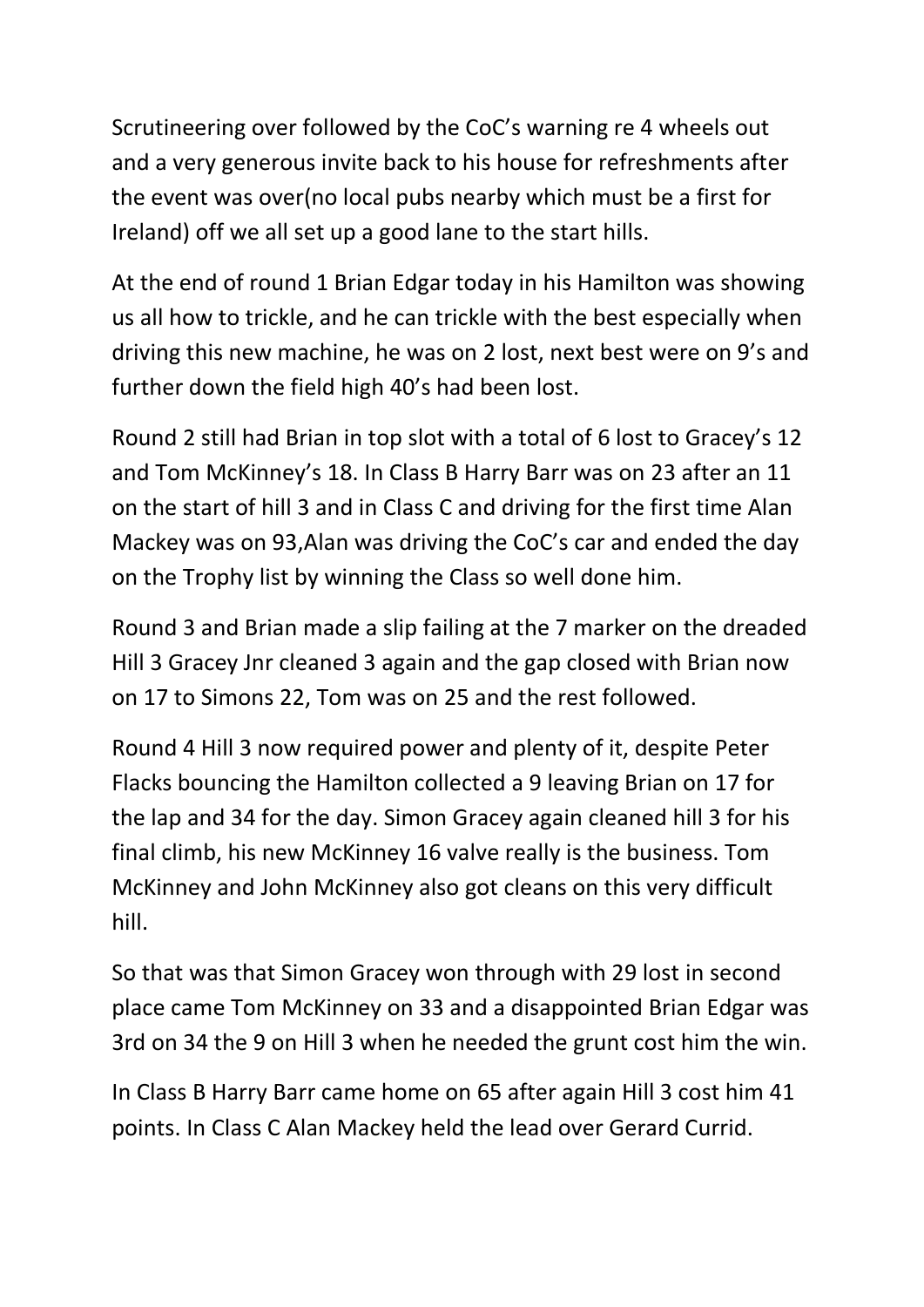Scrutineering over followed by the CoC's warning re 4 wheels out and a very generous invite back to his house for refreshments after the event was over(no local pubs nearby which must be a first for Ireland) off we all set up a good lane to the start hills.

At the end of round 1 Brian Edgar today in his Hamilton was showing us all how to trickle, and he can trickle with the best especially when driving this new machine, he was on 2 lost, next best were on 9's and further down the field high 40's had been lost.

Round 2 still had Brian in top slot with a total of 6 lost to Gracey's 12 and Tom McKinney's 18. In Class B Harry Barr was on 23 after an 11 on the start of hill 3 and in Class C and driving for the first time Alan Mackey was on 93,Alan was driving the CoC's car and ended the day on the Trophy list by winning the Class so well done him.

Round 3 and Brian made a slip failing at the 7 marker on the dreaded Hill 3 Gracey Jnr cleaned 3 again and the gap closed with Brian now on 17 to Simons 22, Tom was on 25 and the rest followed.

Round 4 Hill 3 now required power and plenty of it, despite Peter Flacks bouncing the Hamilton collected a 9 leaving Brian on 17 for the lap and 34 for the day. Simon Gracey again cleaned hill 3 for his final climb, his new McKinney 16 valve really is the business. Tom McKinney and John McKinney also got cleans on this very difficult hill.

So that was that Simon Gracey won through with 29 lost in second place came Tom McKinney on 33 and a disappointed Brian Edgar was 3rd on 34 the 9 on Hill 3 when he needed the grunt cost him the win.

In Class B Harry Barr came home on 65 after again Hill 3 cost him 41 points. In Class C Alan Mackey held the lead over Gerard Currid.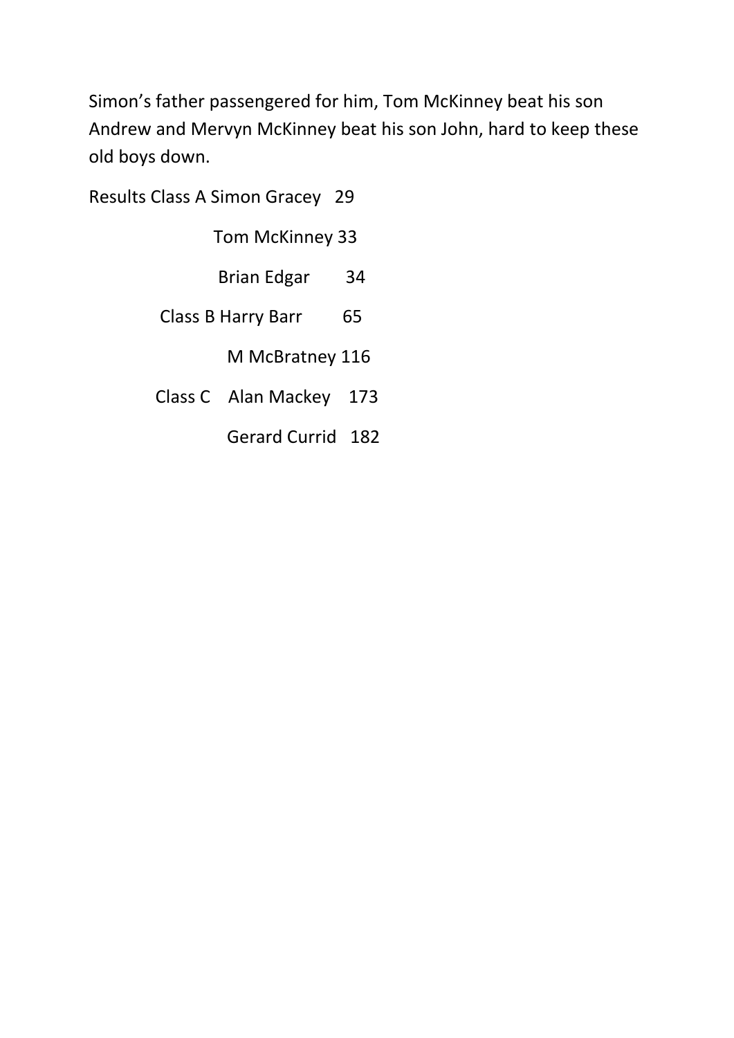Simon's father passengered for him, Tom McKinney beat his son Andrew and Mervyn McKinney beat his son John, hard to keep these old boys down.

| | | | |
|---|---|---|---|
| Results | Class A | Simon Gracey | 29 |
| | | Tom McKinney | 33 |
| | | Brian Edgar | 34 |
| | Class B | Harry Barr | 65 |
| | | M McBratney | 116 |
| | Class C | Alan Mackey | 173 |
| | | Gerard Currid | 182 |